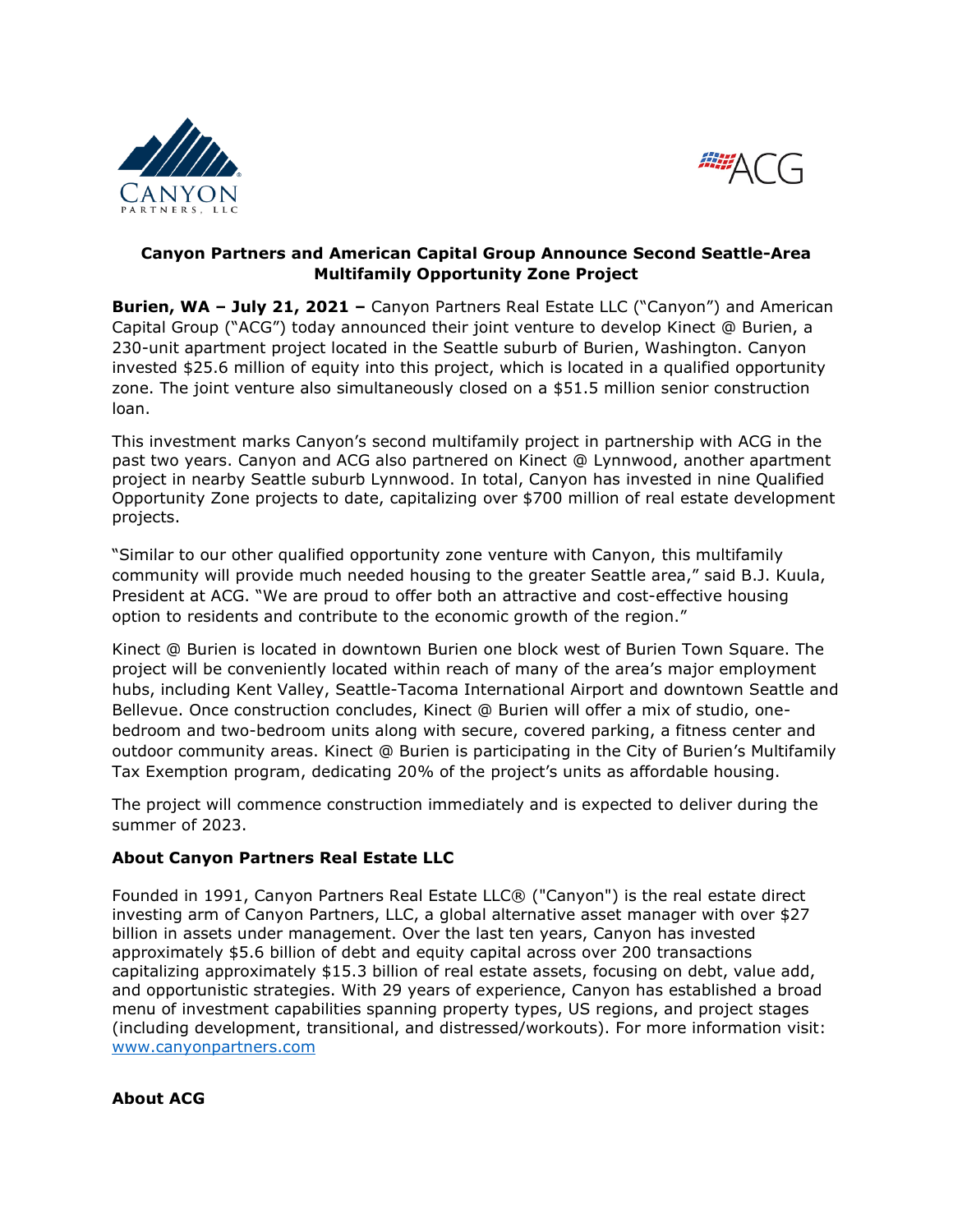## Canyon Partners and American Capital Group Announce Second Seattle-Area Multifamily Opportunity Zone Project

**Burien, WA – July 21, 2021 –** Canyon Partners Real Estate LLC ("Canyon") and American Capital Group ("ACG") today announced their joint venture to develop Kinect @ Burien, a 230-unit apartment project located in the Seattle suburb of Burien, Washington. Canyon invested $25.6 million of equity into this project, which is located in a qualified opportunity zone. The joint venture also simultaneously closed on a $51.5 million senior construction loan.

This investment marks Canyon's second multifamily project in partnership with ACG in the past two years. Canyon and ACG also partnered on Kinect @ Lynnwood, another apartment project in nearby Seattle suburb Lynnwood. In total, Canyon has invested in nine Qualified Opportunity Zone projects to date, capitalizing over $700 million of real estate development projects.

"Similar to our other qualified opportunity zone venture with Canyon, this multifamily community will provide much needed housing to the greater Seattle area," said B.J. Kuula, President at ACG. "We are proud to offer both an attractive and cost-effective housing option to residents and contribute to the economic growth of the region."

Kinect @ Burien is located in downtown Burien one block west of Burien Town Square. The project will be conveniently located within reach of many of the area's major employment hubs, including Kent Valley, Seattle-Tacoma International Airport and downtown Seattle and Bellevue. Once construction concludes, Kinect @ Burien will offer a mix of studio, one-bedroom and two-bedroom units along with secure, covered parking, a fitness center and outdoor community areas. Kinect @ Burien is participating in the City of Burien's Multifamily Tax Exemption program, dedicating 20% of the project's units as affordable housing.

The project will commence construction immediately and is expected to deliver during the summer of 2023.

### About Canyon Partners Real Estate LLC

Founded in 1991, Canyon Partners Real Estate LLC® ("Canyon") is the real estate direct investing arm of Canyon Partners, LLC, a global alternative asset manager with over $27 billion in assets under management. Over the last ten years, Canyon has invested approximately $5.6 billion of debt and equity capital across over 200 transactions capitalizing approximately $15.3 billion of real estate assets, focusing on debt, value add, and opportunistic strategies. With 29 years of experience, Canyon has established a broad menu of investment capabilities spanning property types, US regions, and project stages (including development, transitional, and distressed/workouts). For more information visit: [www.canyonpartners.com](http://www.canyonpartners.com)

### About ACG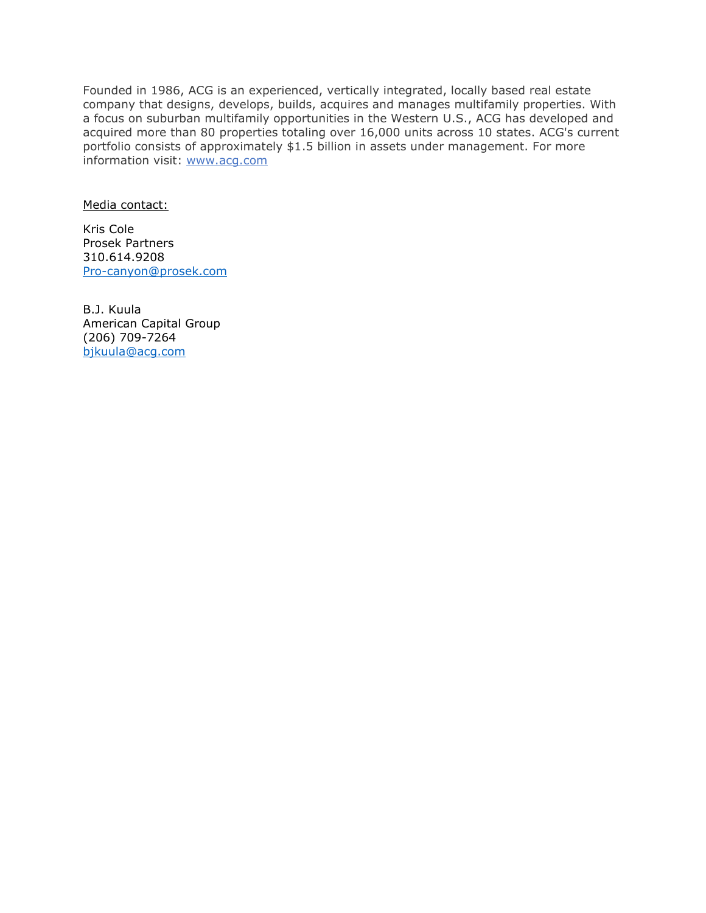Founded in 1986, ACG is an experienced, vertically integrated, locally based real estate company that designs, develops, builds, acquires and manages multifamily properties. With a focus on suburban multifamily opportunities in the Western U.S., ACG has developed and acquired more than 80 properties totaling over 16,000 units across 10 states. ACG's current portfolio consists of approximately $1.5 billion in assets under management. For more information visit: www.acg.com

Media contact:

Kris Cole
Prosek Partners
310.614.9208
Pro-canyon@prosek.com

B.J. Kuula
American Capital Group
(206) 709-7264
bjkuula@acg.com